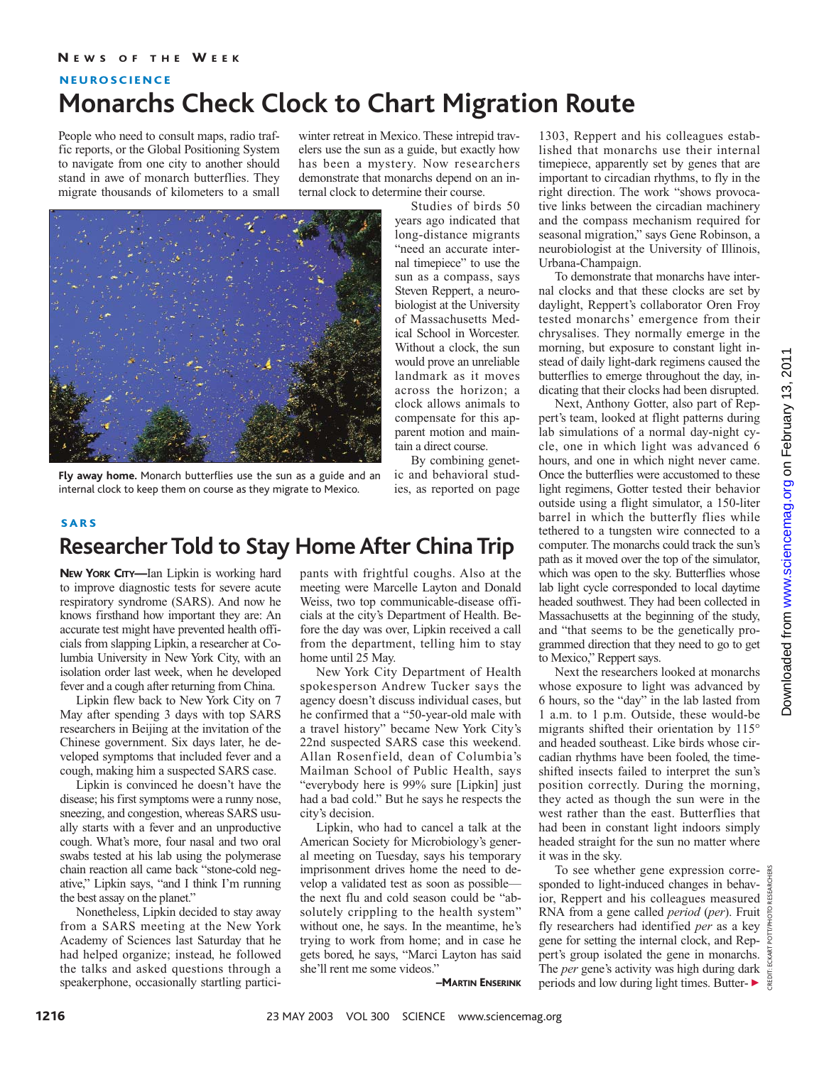## NEUROSCIENCE

# Monarchs Check Clock to Chart Migration Route

People who need to consult maps, radio traffic reports, or the Global Positioning System to navigate from one city to another should stand in awe of monarch butterflies. They migrate thousands of kilometers to a small winter retreat in Mexico. These intrepid travelers use the sun as a guide, but exactly how has been a mystery. Now researchers demonstrate that monarchs depend on an internal clock to determine their course.

**Fly away home.** Monarch butterflies use the sun as a guide and an internal clock to keep them on course as they migrate to Mexico.

Studies of birds 50 years ago indicated that long-distance migrants "need an accurate internal timepiece" to use the sun as a compass, says Steven Reppert, a neurobiologist at the University of Massachusetts Medical School in Worcester. Without a clock, the sun would prove an unreliable landmark as it moves across the horizon; a clock allows animals to compensate for this apparent motion and maintain a direct course.

By combining genetic and behavioral studies, as reported on page 1303, Reppert and his colleagues established that monarchs use their internal timepiece, apparently set by genes that are important to circadian rhythms, to fly in the right direction. The work "shows provocative links between the circadian machinery and the compass mechanism required for seasonal migration," says Gene Robinson, a neurobiologist at the University of Illinois, Urbana-Champaign.

To demonstrate that monarchs have internal clocks and that these clocks are set by daylight, Reppert's collaborator Oren Froy tested monarchs' emergence from their chrysalises. They normally emerge in the morning, but exposure to constant light instead of daily light-dark regimens caused the butterflies to emerge throughout the day, indicating that their clocks had been disrupted.

Next, Anthony Gotter, also part of Reppert's team, looked at flight patterns during lab simulations of a normal day-night cycle, one in which light was advanced 6 hours, and one in which night never came. Once the butterflies were accustomed to these light regimens, Gotter tested their behavior outside using a flight simulator, a 150-liter barrel in which the butterfly flies while tethered to a tungsten wire connected to a computer. The monarchs could track the sun's path as it moved over the top of the simulator, which was open to the sky. Butterflies whose lab light cycle corresponded to local daytime headed southwest. They had been collected in Massachusetts at the beginning of the study, and "that seems to be the genetically programmed direction that they need to go to get to Mexico," Reppert says.

Next the researchers looked at monarchs whose exposure to light was advanced by 6 hours, so the "day" in the lab lasted from 1 a.m. to 1 p.m. Outside, these would-be migrants shifted their orientation by 115° and headed southeast. Like birds whose circadian rhythms have been fooled, the time-shifted insects failed to interpret the sun's position correctly. During the morning, they acted as though the sun were in the west rather than the east. Butterflies that had been in constant light indoors simply headed straight for the sun no matter where it was in the sky.

To see whether gene expression corresponded to light-induced changes in behavior, Reppert and his colleagues measured RNA from a gene called *period* (*per*). Fruit fly researchers had identified *per* as a key gene for setting the internal clock, and Reppert's group isolated the gene in monarchs. The *per* gene's activity was high during dark periods and low during light times. Butter- ►

## SARS

# Researcher Told to Stay Home After China Trip

**NEW YORK CITY**—Ian Lipkin is working hard to improve diagnostic tests for severe acute respiratory syndrome (SARS). And now he knows firsthand how important they are: An accurate test might have prevented health officials from slapping Lipkin, a researcher at Columbia University in New York City, with an isolation order last week, when he developed fever and a cough after returning from China.

Lipkin flew back to New York City on 7 May after spending 3 days with top SARS researchers in Beijing at the invitation of the Chinese government. Six days later, he developed symptoms that included fever and a cough, making him a suspected SARS case.

Lipkin is convinced he doesn't have the disease; his first symptoms were a runny nose, sneezing, and congestion, whereas SARS usually starts with a fever and an unproductive cough. What's more, four nasal and two oral swabs tested at his lab using the polymerase chain reaction all came back "stone-cold negative," Lipkin says, "and I think I'm running the best assay on the planet."

Nonetheless, Lipkin decided to stay away from a SARS meeting at the New York Academy of Sciences last Saturday that he had helped organize; instead, he followed the talks and asked questions through a speakerphone, occasionally startling participants with frightful coughs. Also at the meeting were Marcelle Layton and Donald Weiss, two top communicable-disease officials at the city's Department of Health. Before the day was over, Lipkin received a call from the department, telling him to stay home until 25 May.

New York City Department of Health spokesperson Andrew Tucker says the agency doesn't discuss individual cases, but he confirmed that a "50-year-old male with a travel history" became New York City's 22nd suspected SARS case this weekend. Allan Rosenfield, dean of Columbia's Mailman School of Public Health, says "everybody here is 99% sure [Lipkin] just had a bad cold." But he says he respects the city's decision.

Lipkin, who had to cancel a talk at the American Society for Microbiology's general meeting on Tuesday, says his temporary imprisonment drives home the need to develop a validated test as soon as possible—the next flu and cold season could be "absolutely crippling to the health system" without one, he says. In the meantime, he's trying to work from home; and in case he gets bored, he says, "Marci Layton has said she'll rent me some videos."

–MARTIN ENSERINK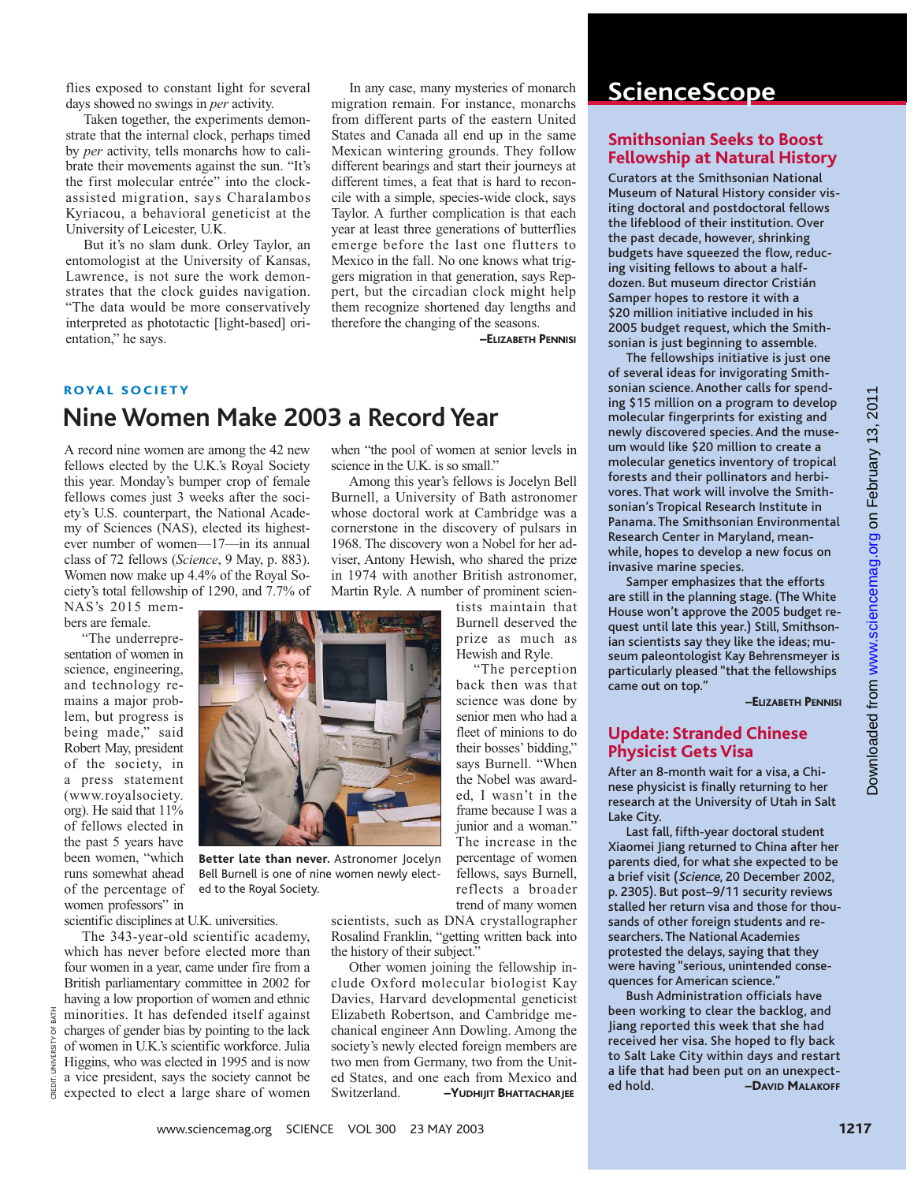flies exposed to constant light for several days showed no swings in *per* activity.

Taken together, the experiments demonstrate that the internal clock, perhaps timed by *per* activity, tells monarchs how to calibrate their movements against the sun. "It's the first molecular entrée" into the clock-assisted migration, says Charalambos Kyriacou, a behavioral geneticist at the University of Leicester, U.K.

But it's no slam dunk. Orley Taylor, an entomologist at the University of Kansas, Lawrence, is not sure the work demonstrates that the clock guides navigation. "The data would be more conservatively interpreted as phototactic [light-based] orientation," he says.

In any case, many mysteries of monarch migration remain. For instance, monarchs from different parts of the eastern United States and Canada all end up in the same Mexican wintering grounds. They follow different bearings and start their journeys at different times, a feat that is hard to reconcile with a simple, species-wide clock, says Taylor. A further complication is that each year at least three generations of butterflies emerge before the last one flutters to Mexico in the fall. No one knows what triggers migration in that generation, says Reppert, but the circadian clock might help them recognize shortened day lengths and therefore the changing of the seasons.

–ELIZABETH PENNISI

ROYAL SOCIETY

# Nine Women Make 2003 a Record Year

A record nine women are among the 42 new fellows elected by the U.K.'s Royal Society this year. Monday's bumper crop of female fellows comes just 3 weeks after the society's U.S. counterpart, the National Academy of Sciences (NAS), elected its highest-ever number of women—17—in its annual class of 72 fellows (*Science*, 9 May, p. 883). Women now make up 4.4% of the Royal Society's total fellowship of 1290, and 7.7% of NAS's 2015 members are female.

"The underrepresentation of women in science, engineering, and technology remains a major problem, but progress is being made," said Robert May, president of the society, in a press statement (www.royalsociety.org). He said that 11% of fellows elected in the past 5 years have been women, "which runs somewhat ahead of the percentage of women professors" in scientific disciplines at U.K. universities.

The 343-year-old scientific academy, which has never before elected more than four women in a year, came under fire from a British parliamentary committee in 2002 for having a low proportion of women and ethnic minorities. It has defended itself against charges of gender bias by pointing to the lack of women in U.K.'s scientific workforce. Julia Higgins, who was elected in 1995 and is now a vice president, says the society cannot be expected to elect a large share of women when "the pool of women at senior levels in science in the U.K. is so small."

Among this year's fellows is Jocelyn Bell Burnell, a University of Bath astronomer whose doctoral work at Cambridge was a cornerstone in the discovery of pulsars in 1968. The discovery won a Nobel for her adviser, Antony Hewish, who shared the prize in 1974 with another British astronomer, Martin Ryle. A number of prominent scientists maintain that Burnell deserved the prize as much as Hewish and Ryle.

**Better late than never.** Astronomer Jocelyn Bell Burnell is one of nine women newly elected to the Royal Society.

"The perception back then was that science was done by senior men who had a fleet of minions to do their bosses' bidding," says Burnell. "When the Nobel was awarded, I wasn't in the frame because I was a junior and a woman." The increase in the percentage of women fellows, says Burnell, reflects a broader trend of many women scientists, such as DNA crystallographer Rosalind Franklin, "getting written back into the history of their subject."

Other women joining the fellowship include Oxford molecular biologist Kay Davies, Harvard developmental geneticist Elizabeth Robertson, and Cambridge mechanical engineer Ann Dowling. Among the society's newly elected foreign members are two men from Germany, two from the United States, and one each from Mexico and Switzerland.

–YUDHIJIT BHATTACHARJEE

CREDIT: UNIVERSITY OF BATH

## ScienceScope

### Smithsonian Seeks to Boost Fellowship at Natural History

Curators at the Smithsonian National Museum of Natural History consider visiting doctoral and postdoctoral fellows the lifeblood of their institution. Over the past decade, however, shrinking budgets have squeezed the flow, reducing visiting fellows to about a half-dozen. But museum director Cristián Samper hopes to restore it with a $20 million initiative included in his 2005 budget request, which the Smithsonian is just beginning to assemble.

The fellowships initiative is just one of several ideas for invigorating Smithsonian science. Another calls for spending $15 million on a program to develop molecular fingerprints for existing and newly discovered species. And the museum would like $20 million to create a molecular genetics inventory of tropical forests and their pollinators and herbivores. That work will involve the Smithsonian's Tropical Research Institute in Panama. The Smithsonian Environmental Research Center in Maryland, meanwhile, hopes to develop a new focus on invasive marine species.

Samper emphasizes that the efforts are still in the planning stage. (The White House won't approve the 2005 budget request until late this year.) Still, Smithsonian scientists say they like the ideas; museum paleontologist Kay Behrensmeyer is particularly pleased "that the fellowships came out on top."

–ELIZABETH PENNISI

### Update: Stranded Chinese Physicist Gets Visa

After an 8-month wait for a visa, a Chinese physicist is finally returning to her research at the University of Utah in Salt Lake City.

Last fall, fifth-year doctoral student Xiaomei Jiang returned to China after her parents died, for what she expected to be a brief visit (*Science*, 20 December 2002, p. 2305). But post–9/11 security reviews stalled her return visa and those for thousands of other foreign students and researchers. The National Academies protested the delays, saying that they were having "serious, unintended consequences for American science."

Bush Administration officials have been working to clear the backlog, and Jiang reported this week that she had received her visa. She hoped to fly back to Salt Lake City within days and restart a life that had been put on an unexpected hold.

–DAVID MALAKOFF